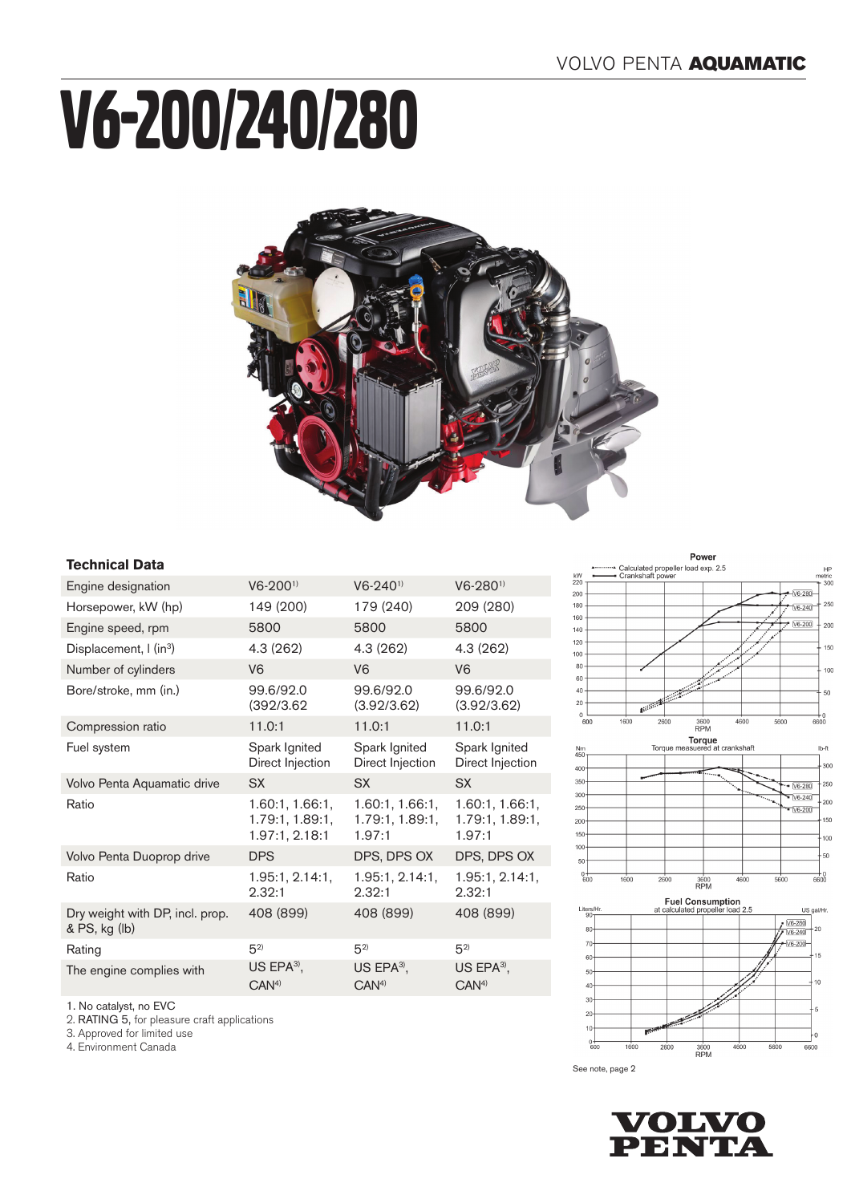VOLVO PENTA **AQUAMATIC**

# V6-200/240/280

## Technical Data

| Engine designation | V6-200[1] | V6-240[1] | V6-280[1] |
|---|---|---|---|
| Horsepower, kW (hp) | 149 (200) | 179 (240) | 209 (280) |
| Engine speed, rpm | 5800 | 5800 | 5800 |
| Displacement, l (in³) | 4.3 (262) | 4.3 (262) | 4.3 (262) |
| Number of cylinders | V6 | V6 | V6 |
| Bore/stroke, mm (in.) | 99.6/92.0 (392/3.62 | 99.6/92.0 (3.92/3.62) | 99.6/92.0 (3.92/3.62) |
| Compression ratio | 11.0:1 | 11.0:1 | 11.0:1 |
| Fuel system | Spark Ignited Direct Injection | Spark Ignited Direct Injection | Spark Ignited Direct Injection |
| Volvo Penta Aquamatic drive | SX | SX | SX |
| Ratio | 1.60:1, 1.66:1, 1.79:1, 1.89:1, 1.97:1, 2.18:1 | 1.60:1, 1.66:1, 1.79:1, 1.89:1, 1.97:1 | 1.60:1, 1.66:1, 1.79:1, 1.89:1, 1.97:1 |
| Volvo Penta Duoprop drive | DPS | DPS, DPS OX | DPS, DPS OX |
| Ratio | 1.95:1, 2.14:1, 2.32:1 | 1.95:1, 2.14:1, 2.32:1 | 1.95:1, 2.14:1, 2.32:1 |
| Dry weight with DP, incl. prop. & PS, kg (lb) | 408 (899) | 408 (899) | 408 (899) |
| Rating | 5[2] | 5[2] | 5[2] |
| The engine complies with | US EPA[3], CAN[4] | US EPA[3], CAN[4] | US EPA[3], CAN[4] |

1. No catalyst, no EVC
2. RATING 5, for pleasure craft applications
3. Approved for limited use
4. Environment Canada

**Power**

Calculated propeller load exp. 2.5
Crankshaft power

**Torque**

Torque measuered at crankshaft

**Fuel Consumption**

at calculated propeller load 2.5

See note, page 2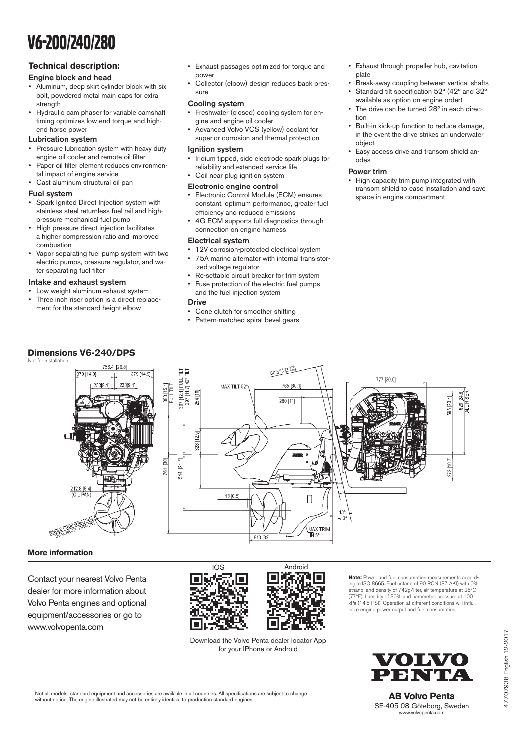# V6-200/240/280

## Technical description:

### Engine block and head

- Aluminum, deep skirt cylinder block with six bolt, powdered metal main caps for extra strength
- Hydraulic cam phaser for variable camshaft timing optimizes low end torque and high-end horse power

### Lubrication system

- Pressure lubrication system with heavy duty engine oil cooler and remote oil filter
- Paper oil filter element reduces environmental impact of engine service
- Cast aluminum structural oil pan

### Fuel system

- Spark Ignited Direct Injection system with stainless steel returnless fuel rail and high-pressure mechanical fuel pump
- High pressure direct injection facilitates a higher compression ratio and improved combustion
- Vapor separating fuel pump system with two electric pumps, pressure regulator, and water separating fuel filter

### Intake and exhaust system

- Low weight aluminum exhaust system
- Three inch riser option is a direct replacement for the standard height elbow
- Exhaust passages optimized for torque and power
- Collector (elbow) design reduces back pressure

### Cooling system

- Freshwater (closed) cooling system for engine and engine oil cooler
- Advanced Volvo VCS (yellow) coolant for superior corrosion and thermal protection

### Ignition system

- Iridium tipped, side electrode spark plugs for reliability and extended service life
- Coil near plug ignition system

### Electronic engine control

- Electronic Control Module (ECM) ensures constant, optimum performance, greater fuel efficiency and reduced emissions
- 4G ECM supports full diagnostics through connection on engine harness

### Electrical system

- 12V corrosion-protected electrical system
- 75A marine alternator with internal transistorized voltage regulator
- Re-settable circuit breaker for trim system
- Fuse protection of the electric fuel pumps and the fuel injection system

### Drive

- Cone clutch for smoother shifting
- Pattern-matched spiral bevel gears
- Exhaust through propeller hub, cavitation plate
- Break-away coupling between vertical shafts
- Standard tilt specification 52° (42° and 32° available as option on engine order)
- The drive can be turned 28° in each direction
- Built-in kick-up function to reduce damage, in the event the drive strikes an underwater object
- Easy access drive and transom shield anodes

### Power trim

- High capacity trim pump integrated with transom shield to ease installation and save space in engine compartment

## Dimensions V6-240/DPS

Not for installation

756.4 [29.8]
379 [14.9]
379 [14.9]
230[9.1]
230[9.1]
383 [15.1] FULL TILT
307 [12.1] FULL TILT 42° TILT
297 [11.7] 42° TILT
254 [10]
328 [12.9]
761 [30]
544 [21.4]
212.8 [8.4] (OIL PAN)
SINGLE PROP Ø394 [15.5]
DUAL PROP Ø406 [16]
MAX TILT 52°
50.8 [2]
765 [30.1]
280 [11]
13 [0.5]
813 [32]
13° +/-3°
MAX TRIM IN 5°
777 [30.6]
596 [23.4]
629 [24.8] TALL RISER
272 [10.7]

## More information

Contact your nearest Volvo Penta dealer for more information about Volvo Penta engines and optional equipment/accessories or go to www.volvopenta.com

IOS
Android

Download the Volvo Penta dealer locator App for your IPhone or Android

**Note:** Power and fuel consumption measurements according to ISO 8665. Fuel octane of 90 RON (87 AKI) with 0% ethanol and density of 742g/liter, air temperature at 25°C (77°F), humidity of 30% and barometric pressure at 100 kPa (14.5 PSI). Operation at different conditions will influence engine power output and fuel consumption.

Not all models, standard equipment and accessories are available in all countries. All specifications are subject to change without notice. The engine illustrated may not be entirely identical to production standard engines.

VOLVO PENTA

**AB Volvo Penta**
SE-405 08 Göteborg, Sweden
www.volvopenta.com

47707938 English 12-2017